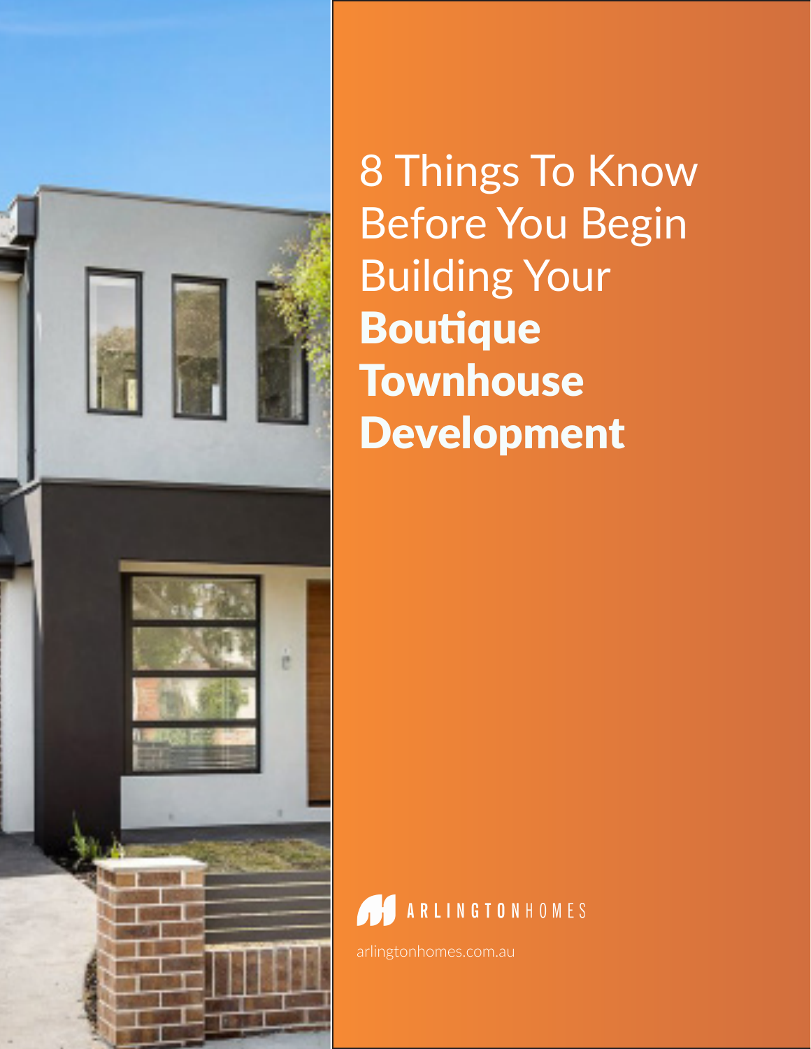# 8 Things To Know Before You Begin Building Your **Boutique Townhouse Development**

ARLINGTONHOMES

arlingtonhomes.com.au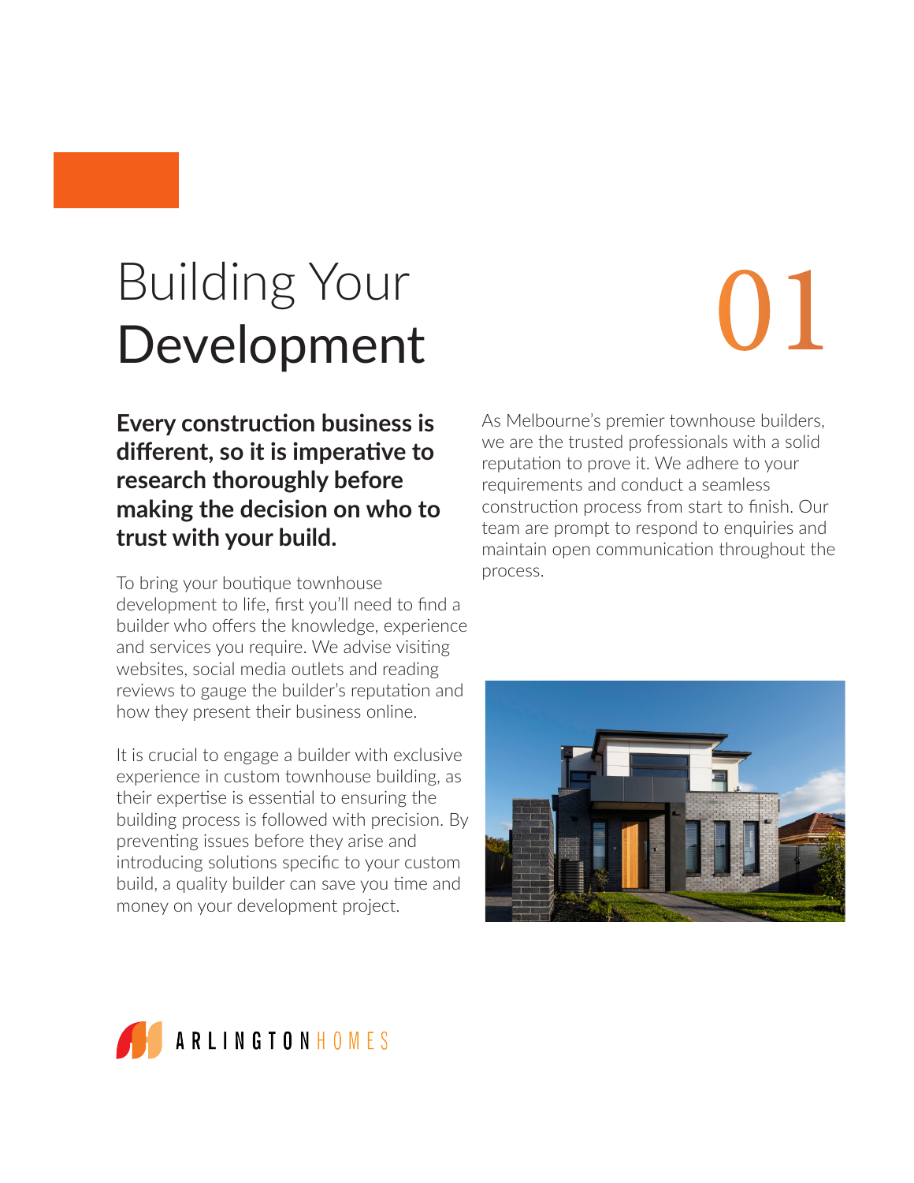# Building Your Development

01

**Every construction business is different, so it is imperative to research thoroughly before making the decision on who to trust with your build.**

To bring your boutique townhouse development to life, first you'll need to find a builder who offers the knowledge, experience and services you require. We advise visiting websites, social media outlets and reading reviews to gauge the builder's reputation and how they present their business online.

It is crucial to engage a builder with exclusive experience in custom townhouse building, as their expertise is essential to ensuring the building process is followed with precision. By preventing issues before they arise and introducing solutions specific to your custom build, a quality builder can save you time and money on your development project.

As Melbourne's premier townhouse builders, we are the trusted professionals with a solid reputation to prove it. We adhere to your requirements and conduct a seamless construction process from start to finish. Our team are prompt to respond to enquiries and maintain open communication throughout the process.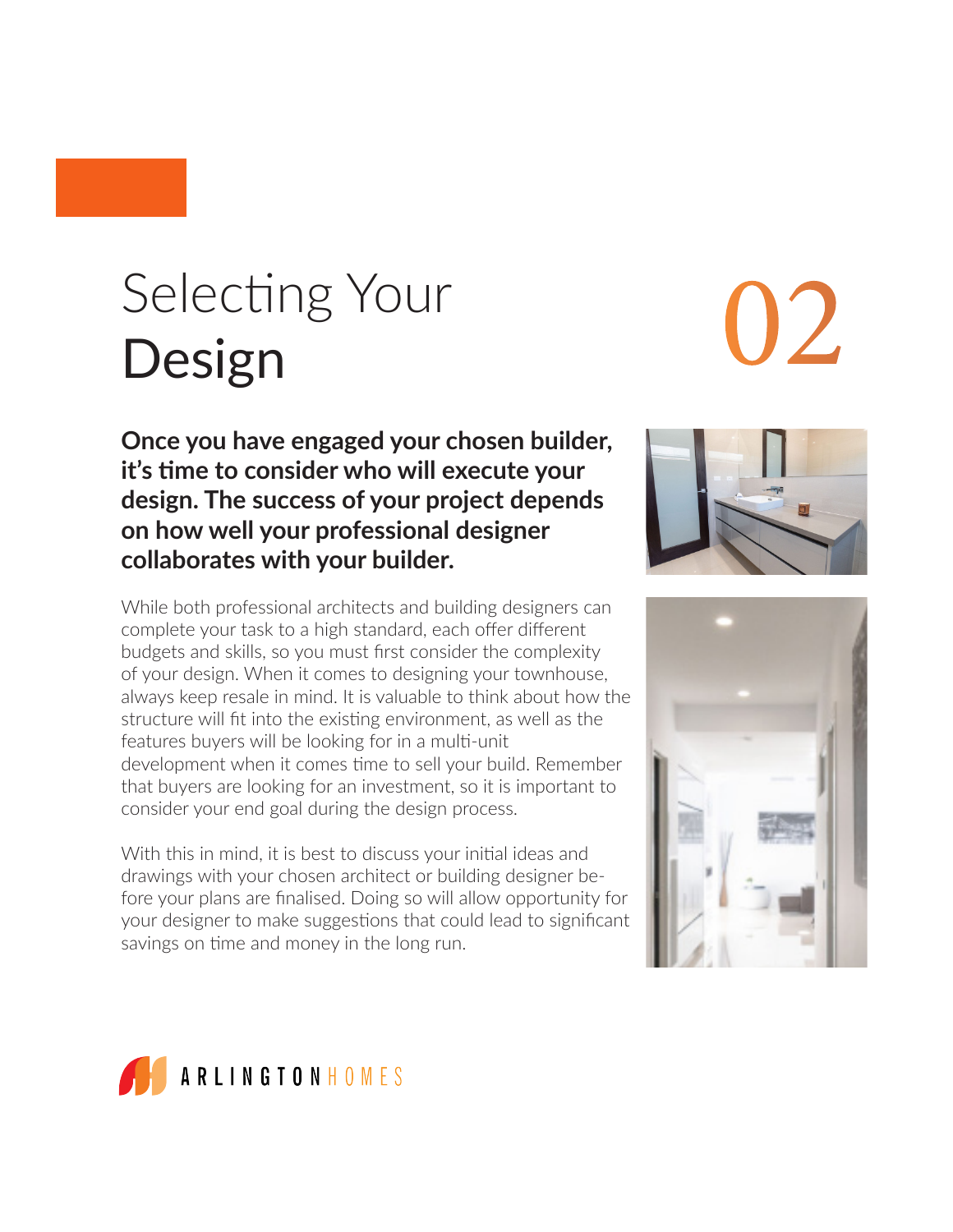# Selecting Your **Design**

02

**Once you have engaged your chosen builder, it's time to consider who will execute your design. The success of your project depends on how well your professional designer collaborates with your builder.**

While both professional architects and building designers can complete your task to a high standard, each offer different budgets and skills, so you must first consider the complexity of your design. When it comes to designing your townhouse, always keep resale in mind. It is valuable to think about how the structure will fit into the existing environment, as well as the features buyers will be looking for in a multi-unit development when it comes time to sell your build. Remember that buyers are looking for an investment, so it is important to consider your end goal during the design process.

With this in mind, it is best to discuss your initial ideas and drawings with your chosen architect or building designer before your plans are finalised. Doing so will allow opportunity for your designer to make suggestions that could lead to significant savings on time and money in the long run.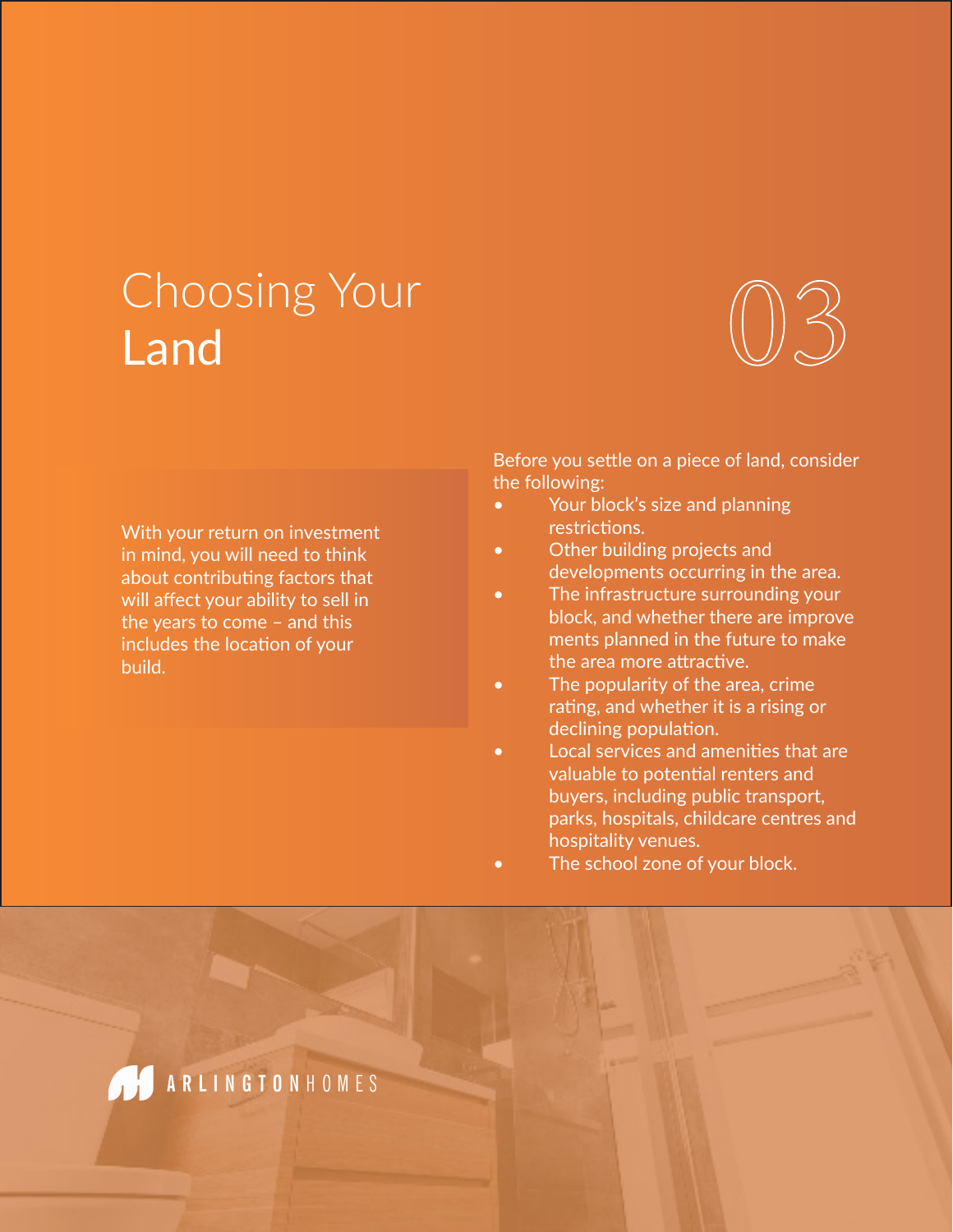# Choosing Your Land

03

With your return on investment in mind, you will need to think about contributing factors that will affect your ability to sell in the years to come – and this includes the location of your build.

Before you settle on a piece of land, consider the following:

- Your block's size and planning restrictions.
- Other building projects and developments occurring in the area.
- The infrastructure surrounding your block, and whether there are improve ments planned in the future to make the area more attractive.
- The popularity of the area, crime rating, and whether it is a rising or declining population.
- Local services and amenities that are valuable to potential renters and buyers, including public transport, parks, hospitals, childcare centres and hospitality venues.
- The school zone of your block.

ARLINGTONHOMES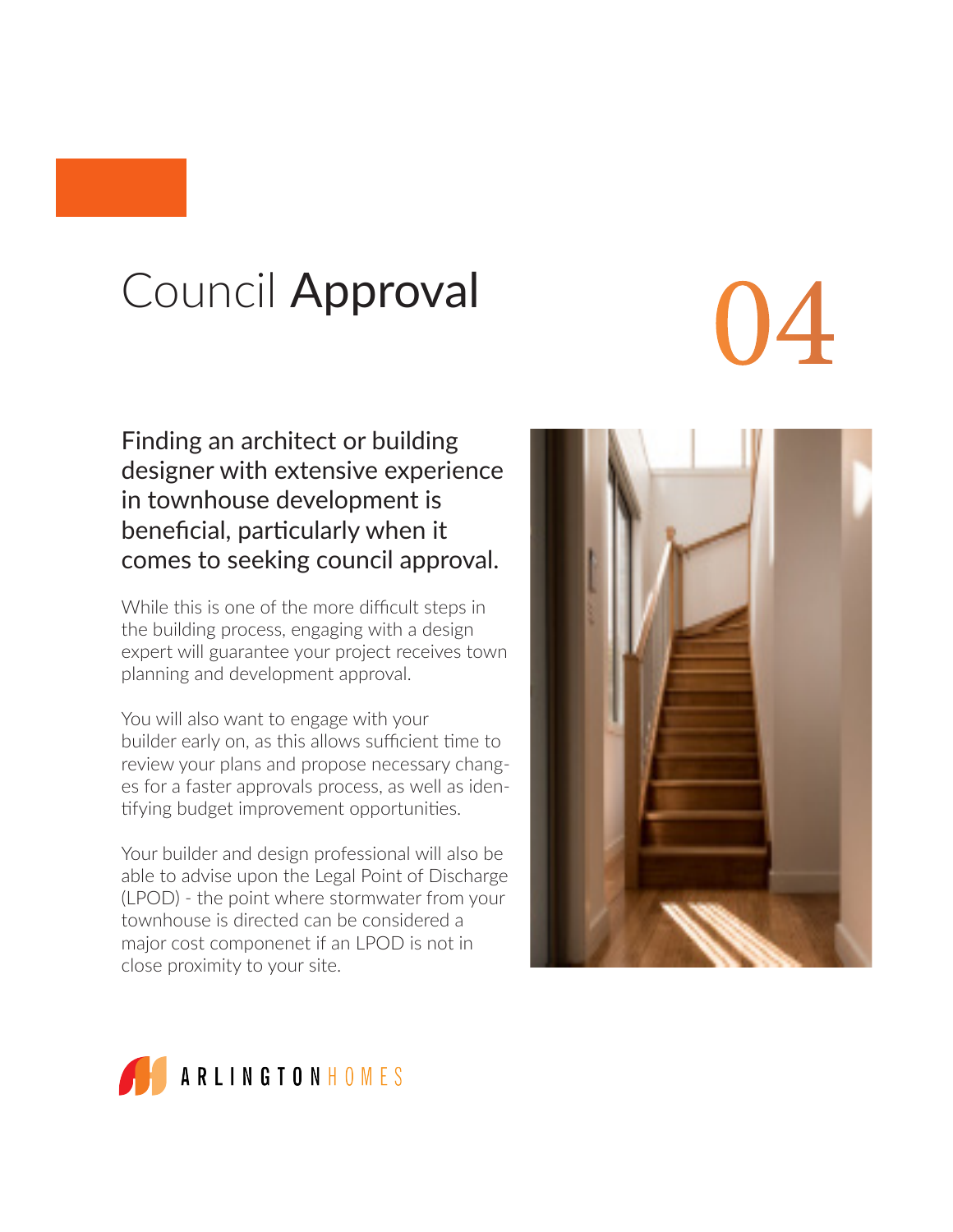# Council Approval

04

## Finding an architect or building designer with extensive experience in townhouse development is beneficial, particularly when it comes to seeking council approval.

While this is one of the more difficult steps in the building process, engaging with a design expert will guarantee your project receives town planning and development approval.

You will also want to engage with your builder early on, as this allows sufficient time to review your plans and propose necessary changes for a faster approvals process, as well as identifying budget improvement opportunities.

Your builder and design professional will also be able to advise upon the Legal Point of Discharge (LPOD) - the point where stormwater from your townhouse is directed can be considered a major cost componenet if an LPOD is not in close proximity to your site.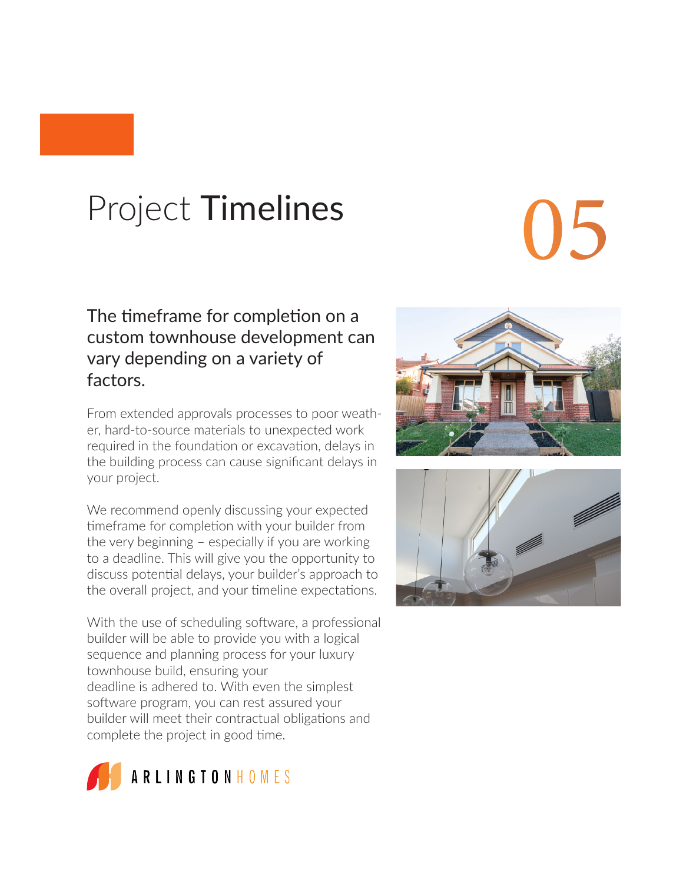# Project **Timelines**

05

## The timeframe for completion on a custom townhouse development can vary depending on a variety of factors.

From extended approvals processes to poor weather, hard-to-source materials to unexpected work required in the foundation or excavation, delays in the building process can cause significant delays in your project.

We recommend openly discussing your expected timeframe for completion with your builder from the very beginning – especially if you are working to a deadline. This will give you the opportunity to discuss potential delays, your builder's approach to the overall project, and your timeline expectations.

With the use of scheduling software, a professional builder will be able to provide you with a logical sequence and planning process for your luxury townhouse build, ensuring your deadline is adhered to. With even the simplest software program, you can rest assured your builder will meet their contractual obligations and complete the project in good time.

ARLINGTON HOMES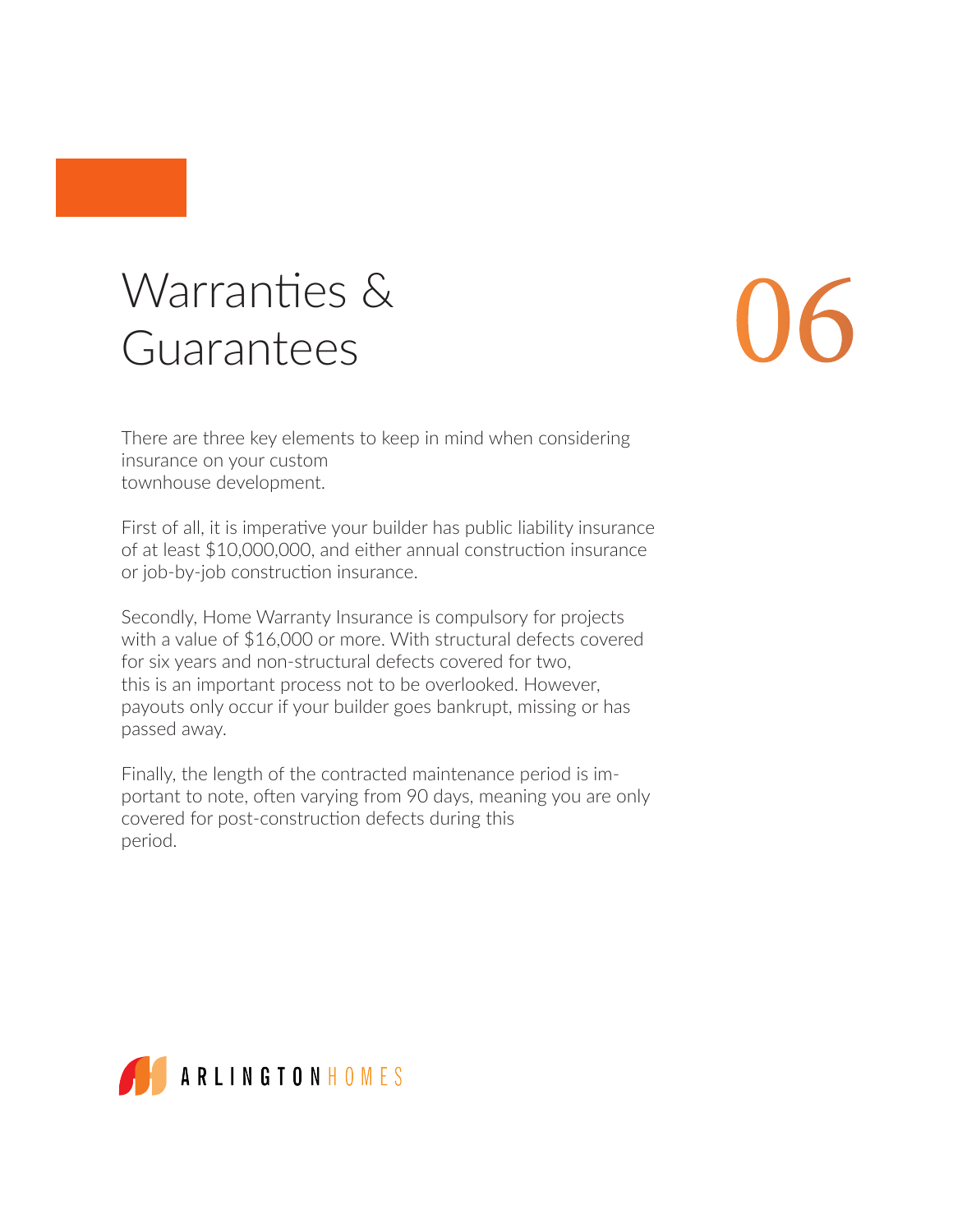# Warranties & Guarantees

06

There are three key elements to keep in mind when considering insurance on your custom townhouse development.

First of all, it is imperative your builder has public liability insurance of at least $10,000,000, and either annual construction insurance or job-by-job construction insurance.

Secondly, Home Warranty Insurance is compulsory for projects with a value of $16,000 or more. With structural defects covered for six years and non-structural defects covered for two, this is an important process not to be overlooked. However, payouts only occur if your builder goes bankrupt, missing or has passed away.

Finally, the length of the contracted maintenance period is important to note, often varying from 90 days, meaning you are only covered for post-construction defects during this period.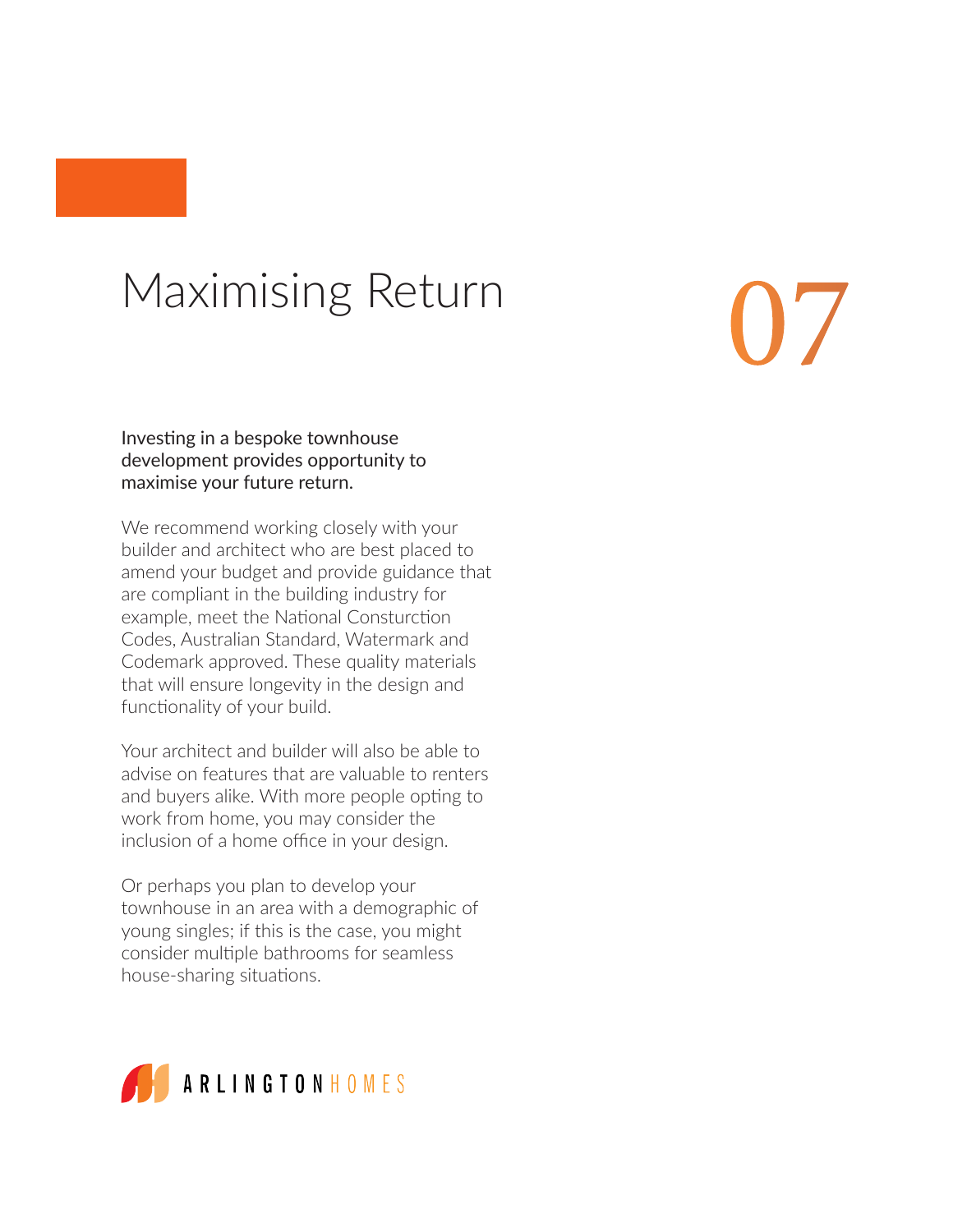# Maximising Return

07

Investing in a bespoke townhouse development provides opportunity to maximise your future return.

We recommend working closely with your builder and architect who are best placed to amend your budget and provide guidance that are compliant in the building industry for example, meet the National Consturction Codes, Australian Standard, Watermark and Codemark approved. These quality materials that will ensure longevity in the design and functionality of your build.

Your architect and builder will also be able to advise on features that are valuable to renters and buyers alike. With more people opting to work from home, you may consider the inclusion of a home office in your design.

Or perhaps you plan to develop your townhouse in an area with a demographic of young singles; if this is the case, you might consider multiple bathrooms for seamless house-sharing situations.

ARLINGTON HOMES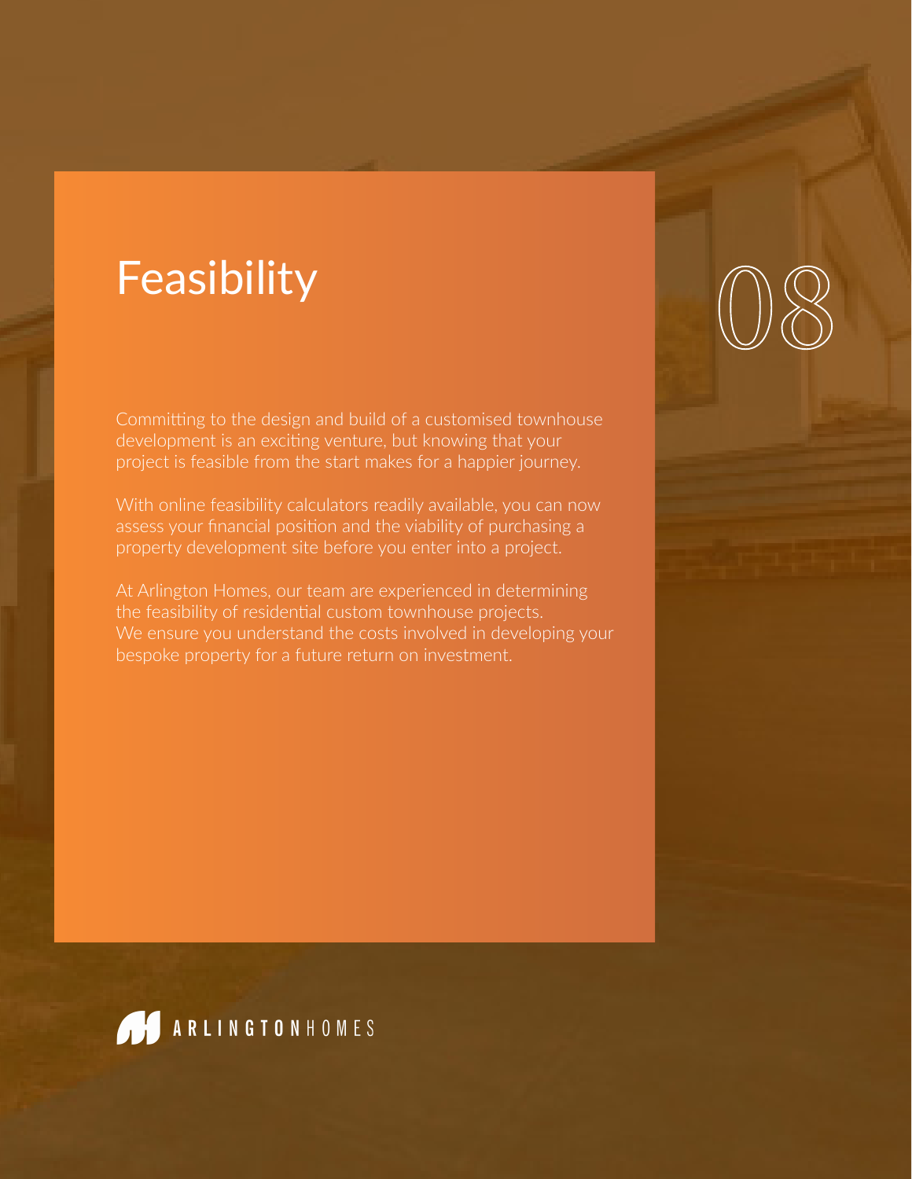# Feasibility

08

Committing to the design and build of a customised townhouse development is an exciting venture, but knowing that your project is feasible from the start makes for a happier journey.

With online feasibility calculators readily available, you can now assess your financial position and the viability of purchasing a property development site before you enter into a project.

At Arlington Homes, our team are experienced in determining the feasibility of residential custom townhouse projects. We ensure you understand the costs involved in developing your bespoke property for a future return on investment.

ARLINGTONHOMES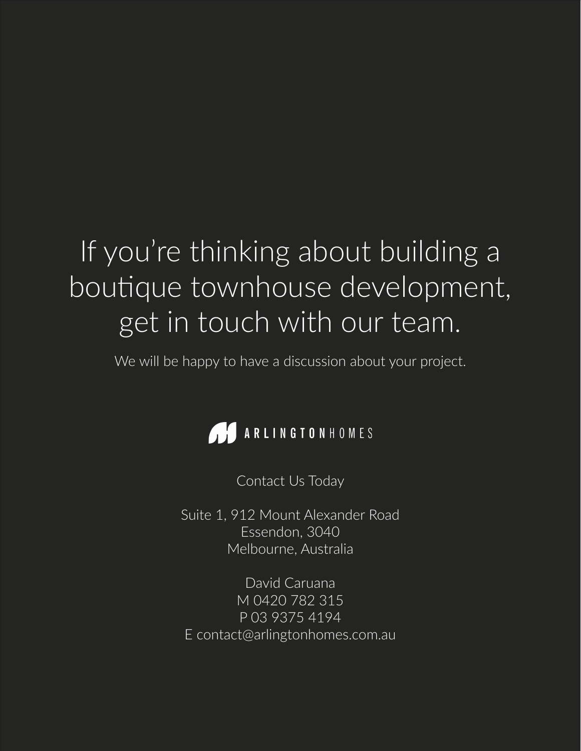# If you're thinking about building a boutique townhouse development, get in touch with our team.

We will be happy to have a discussion about your project.

ARLINGTONHOMES

Contact Us Today

Suite 1, 912 Mount Alexander Road
Essendon, 3040
Melbourne, Australia

David Caruana
M 0420 782 315
P 03 9375 4194
E contact@arlingtonhomes.com.au